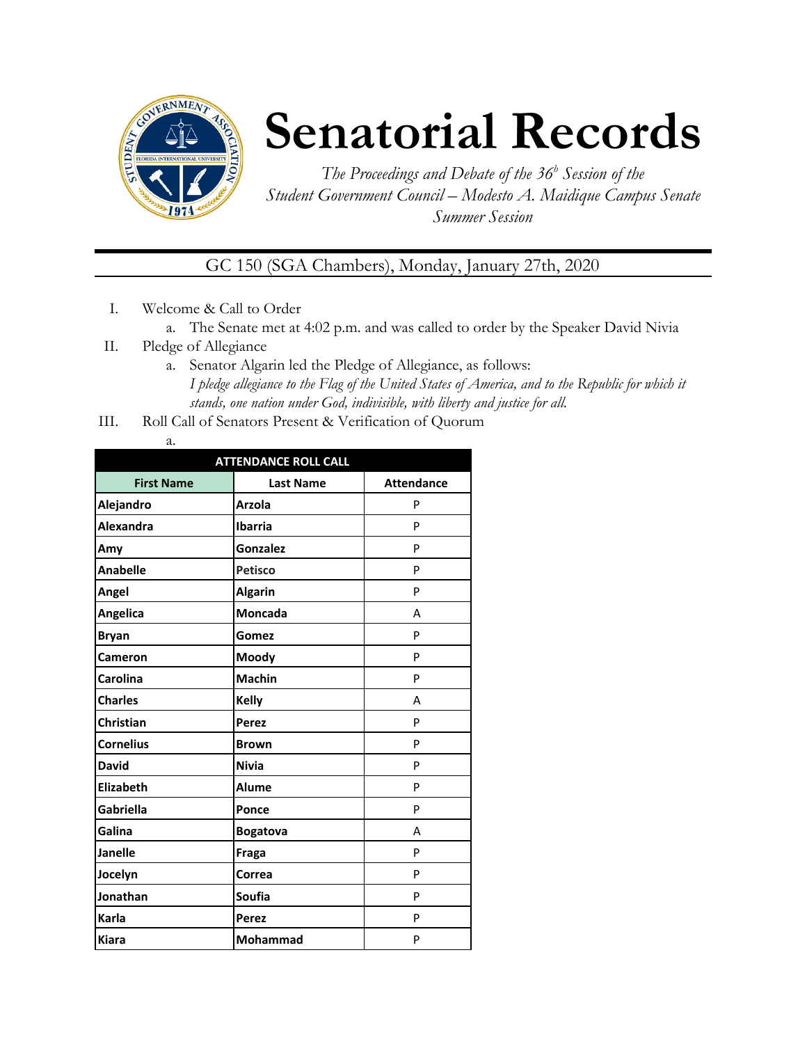# Senatorial Records

*The Proceedings and Debate of the 36$^{h}$ Session of the Student Government Council – Modesto A. Maidique Campus Senate Summer Session*

GC 150 (SGA Chambers), Monday, January 27th, 2020

I. Welcome & Call to Order
   a. The Senate met at 4:02 p.m. and was called to order by the Speaker David Nivia

II. Pledge of Allegiance
   a. Senator Algarin led the Pledge of Allegiance, as follows:
   *I pledge allegiance to the Flag of the United States of America, and to the Republic for which it stands, one nation under God, indivisible, with liberty and justice for all.*

III. Roll Call of Senators Present & Verification of Quorum
   a.

| ATTENDANCE ROLL CALL | | |
|---|---|---|
| **First Name** | **Last Name** | **Attendance** |
| **Alejandro** | **Arzola** | P |
| **Alexandra** | **Ibarria** | P |
| **Amy** | **Gonzalez** | P |
| **Anabelle** | **Petisco** | P |
| **Angel** | **Algarin** | P |
| **Angelica** | **Moncada** | A |
| **Bryan** | **Gomez** | P |
| **Cameron** | **Moody** | P |
| **Carolina** | **Machin** | P |
| **Charles** | **Kelly** | A |
| **Christian** | **Perez** | P |
| **Cornelius** | **Brown** | P |
| **David** | **Nivia** | P |
| **Elizabeth** | **Alume** | P |
| **Gabriella** | **Ponce** | P |
| **Galina** | **Bogatova** | A |
| **Janelle** | **Fraga** | P |
| **Jocelyn** | **Correa** | P |
| **Jonathan** | **Soufia** | P |
| **Karla** | **Perez** | P |
| **Kiara** | **Mohammad** | P |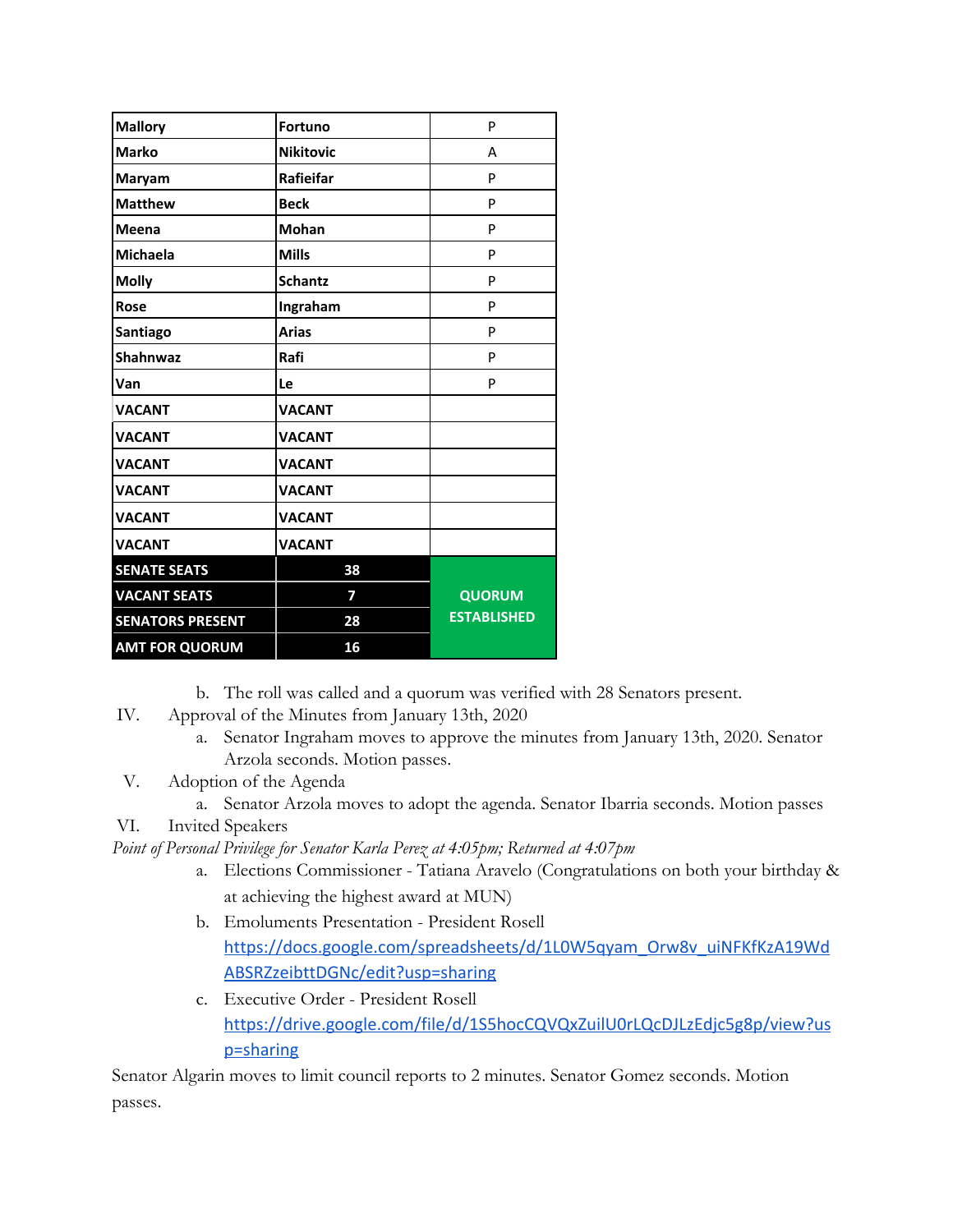| Mallory | Fortuno | P |
|---|---|---|
| Marko | Nikitovic | A |
| Maryam | Rafieifar | P |
| Matthew | Beck | P |
| Meena | Mohan | P |
| Michaela | Mills | P |
| Molly | Schantz | P |
| Rose | Ingraham | P |
| Santiago | Arias | P |
| Shahnwaz | Rafi | P |
| Van | Le | P |
| VACANT | VACANT | |
| VACANT | VACANT | |
| VACANT | VACANT | |
| VACANT | VACANT | |
| VACANT | VACANT | |
| VACANT | VACANT | |
| **SENATE SEATS** | **38** | **QUORUM ESTABLISHED** |
| **VACANT SEATS** | **7** | |
| **SENATORS PRESENT** | **28** | |
| **AMT FOR QUORUM** | **16** | |

b. The roll was called and a quorum was verified with 28 Senators present.

IV. Approval of the Minutes from January 13th, 2020

a. Senator Ingraham moves to approve the minutes from January 13th, 2020. Senator Arzola seconds. Motion passes.

V. Adoption of the Agenda

a. Senator Arzola moves to adopt the agenda. Senator Ibarria seconds. Motion passes

VI. Invited Speakers

*Point of Personal Privilege for Senator Karla Perez at 4:05pm; Returned at 4:07pm*

a. Elections Commissioner - Tatiana Aravelo (Congratulations on both your birthday & at achieving the highest award at MUN)

b. Emoluments Presentation - President Rosell
https://docs.google.com/spreadsheets/d/1L0W5qyam_Orw8v_uiNFKfKzA19WdABSRZzeibttDGNc/edit?usp=sharing

c. Executive Order - President Rosell
https://drive.google.com/file/d/1S5hocCQVQxZuilU0rLQcDJLzEdjc5g8p/view?usp=sharing

Senator Algarin moves to limit council reports to 2 minutes. Senator Gomez seconds. Motion passes.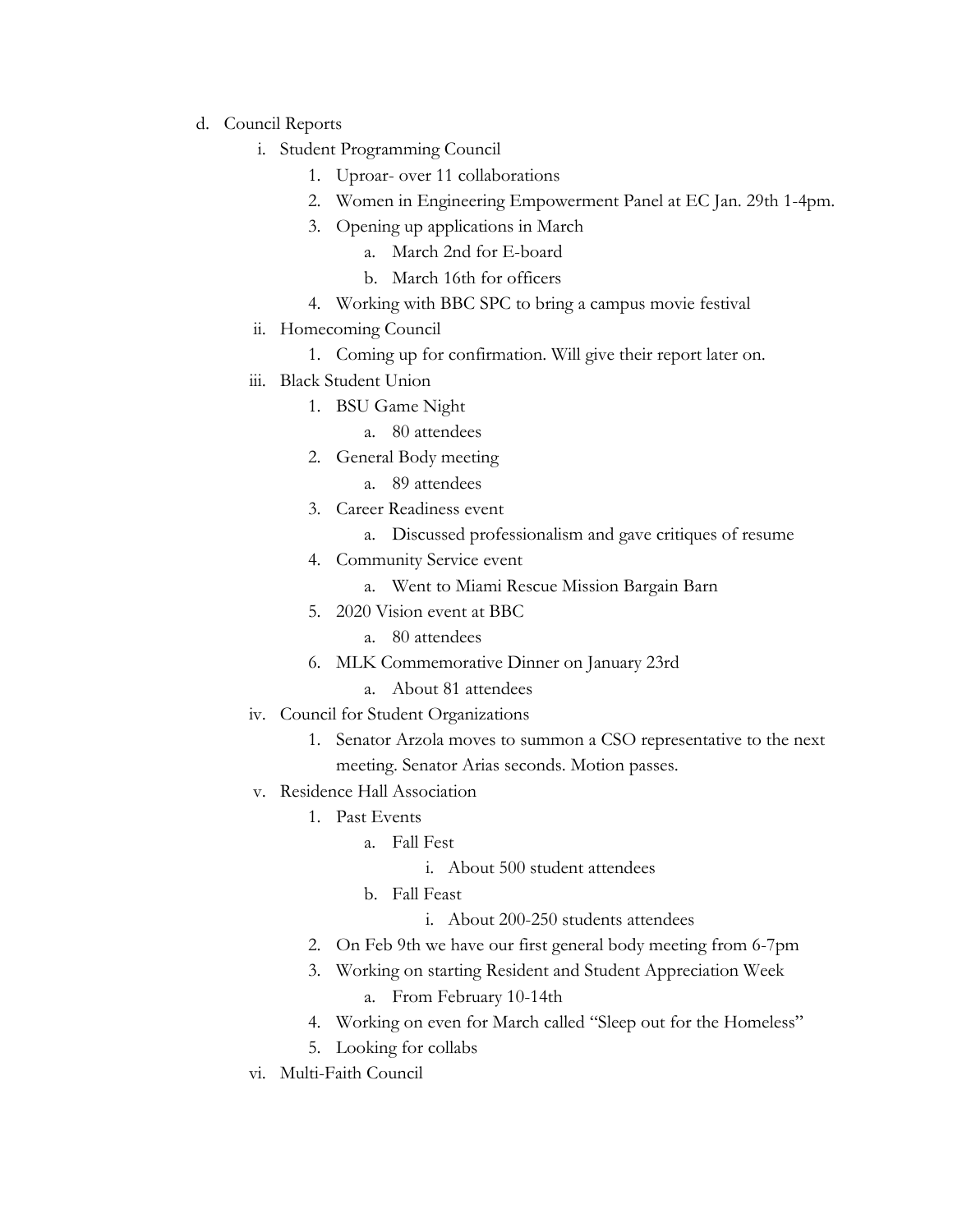d. Council Reports
    i. Student Programming Council
        1. Uproar- over 11 collaborations
        2. Women in Engineering Empowerment Panel at EC Jan. 29th 1-4pm.
        3. Opening up applications in March
            a. March 2nd for E-board
            b. March 16th for officers
        4. Working with BBC SPC to bring a campus movie festival
    ii. Homecoming Council
        1. Coming up for confirmation. Will give their report later on.
    iii. Black Student Union
        1. BSU Game Night
            a. 80 attendees
        2. General Body meeting
            a. 89 attendees
        3. Career Readiness event
            a. Discussed professionalism and gave critiques of resume
        4. Community Service event
            a. Went to Miami Rescue Mission Bargain Barn
        5. 2020 Vision event at BBC
            a. 80 attendees
        6. MLK Commemorative Dinner on January 23rd
            a. About 81 attendees
    iv. Council for Student Organizations
        1. Senator Arzola moves to summon a CSO representative to the next meeting. Senator Arias seconds. Motion passes.
    v. Residence Hall Association
        1. Past Events
            a. Fall Fest
                i. About 500 student attendees
            b. Fall Feast
                i. About 200-250 students attendees
        2. On Feb 9th we have our first general body meeting from 6-7pm
        3. Working on starting Resident and Student Appreciation Week
            a. From February 10-14th
        4. Working on even for March called "Sleep out for the Homeless"
        5. Looking for collabs
    vi. Multi-Faith Council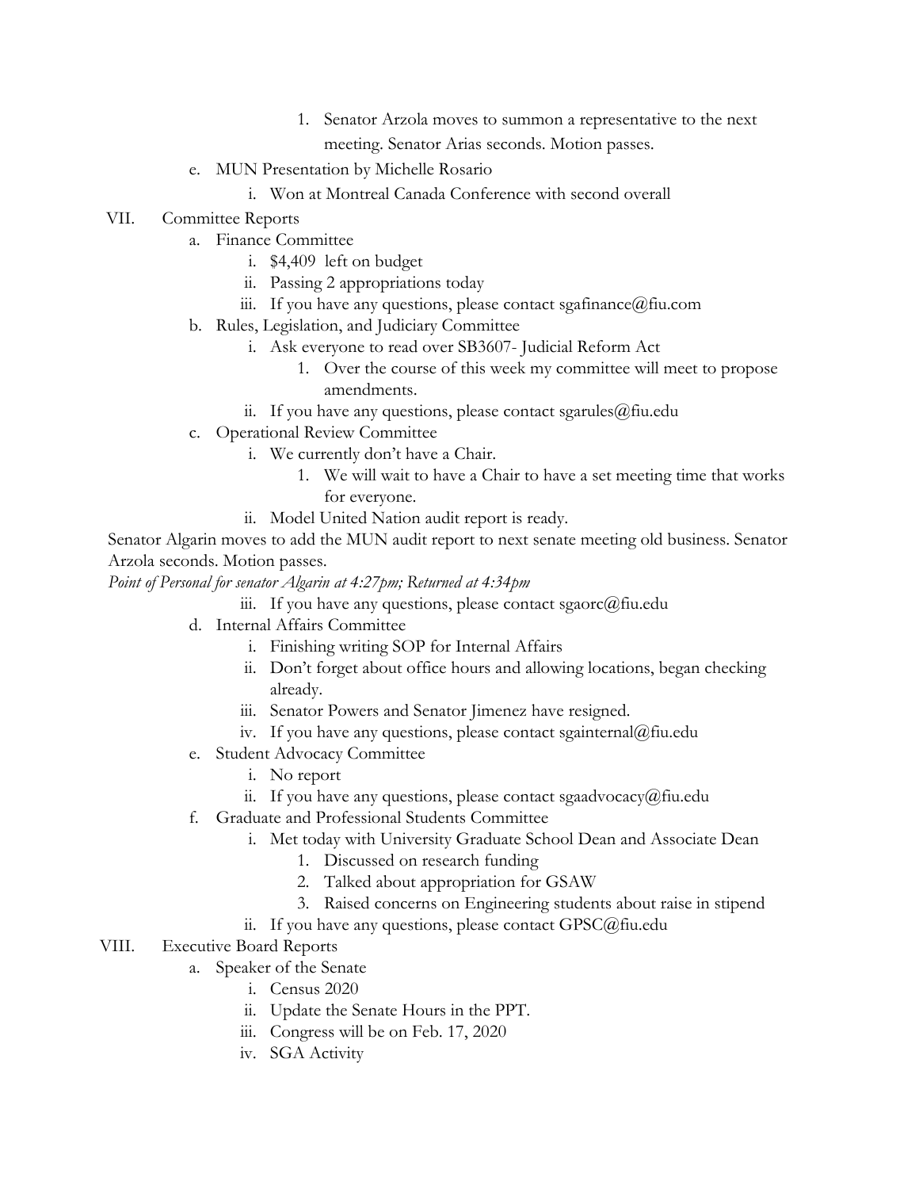1. Senator Arzola moves to summon a representative to the next meeting. Senator Arias seconds. Motion passes.

   e. MUN Presentation by Michelle Rosario
      i. Won at Montreal Canada Conference with second overall

VII. Committee Reports
   a. Finance Committee
      i. $4,409 left on budget
      ii. Passing 2 appropriations today
      iii. If you have any questions, please contact sgafinance@fiu.com
   b. Rules, Legislation, and Judiciary Committee
      i. Ask everyone to read over SB3607- Judicial Reform Act
         1. Over the course of this week my committee will meet to propose amendments.
      ii. If you have any questions, please contact sgarules@fiu.edu
   c. Operational Review Committee
      i. We currently don't have a Chair.
         1. We will wait to have a Chair to have a set meeting time that works for everyone.
      ii. Model United Nation audit report is ready.

Senator Algarin moves to add the MUN audit report to next senate meeting old business. Senator Arzola seconds. Motion passes.

*Point of Personal for senator Algarin at 4:27pm; Returned at 4:34pm*

      iii. If you have any questions, please contact sgaorc@fiu.edu
   d. Internal Affairs Committee
      i. Finishing writing SOP for Internal Affairs
      ii. Don't forget about office hours and allowing locations, began checking already.
      iii. Senator Powers and Senator Jimenez have resigned.
      iv. If you have any questions, please contact sgainternal@fiu.edu
   e. Student Advocacy Committee
      i. No report
      ii. If you have any questions, please contact sgaadvocacy@fiu.edu
   f. Graduate and Professional Students Committee
      i. Met today with University Graduate School Dean and Associate Dean
         1. Discussed on research funding
         2. Talked about appropriation for GSAW
         3. Raised concerns on Engineering students about raise in stipend
      ii. If you have any questions, please contact GPSC@fiu.edu

VIII. Executive Board Reports
   a. Speaker of the Senate
      i. Census 2020
      ii. Update the Senate Hours in the PPT.
      iii. Congress will be on Feb. 17, 2020
      iv. SGA Activity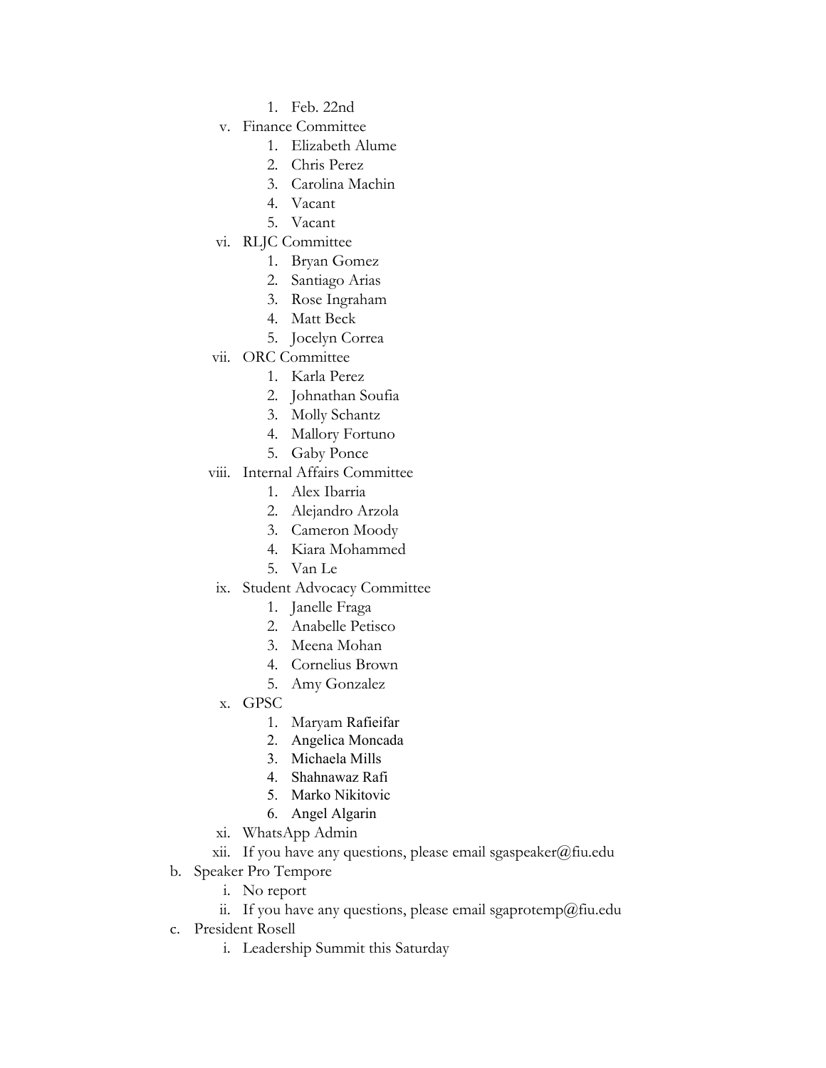1. Feb. 22nd
    v. Finance Committee
        1. Elizabeth Alume
        2. Chris Perez
        3. Carolina Machin
        4. Vacant
        5. Vacant
    vi. RLJC Committee
        1. Bryan Gomez
        2. Santiago Arias
        3. Rose Ingraham
        4. Matt Beck
        5. Jocelyn Correa
    vii. ORC Committee
        1. Karla Perez
        2. Johnathan Soufia
        3. Molly Schantz
        4. Mallory Fortuno
        5. Gaby Ponce
    viii. Internal Affairs Committee
        1. Alex Ibarria
        2. Alejandro Arzola
        3. Cameron Moody
        4. Kiara Mohammed
        5. Van Le
    ix. Student Advocacy Committee
        1. Janelle Fraga
        2. Anabelle Petisco
        3. Meena Mohan
        4. Cornelius Brown
        5. Amy Gonzalez
    x. GPSC
        1. Maryam Rafieifar
        2. Angelica Moncada
        3. Michaela Mills
        4. Shahnawaz Rafi
        5. Marko Nikitovic
        6. Angel Algarin
    xi. WhatsApp Admin
    xii. If you have any questions, please email sgaspeaker@fiu.edu

b. Speaker Pro Tempore
    i. No report
    ii. If you have any questions, please email sgaprotemp@fiu.edu

c. President Rosell
    i. Leadership Summit this Saturday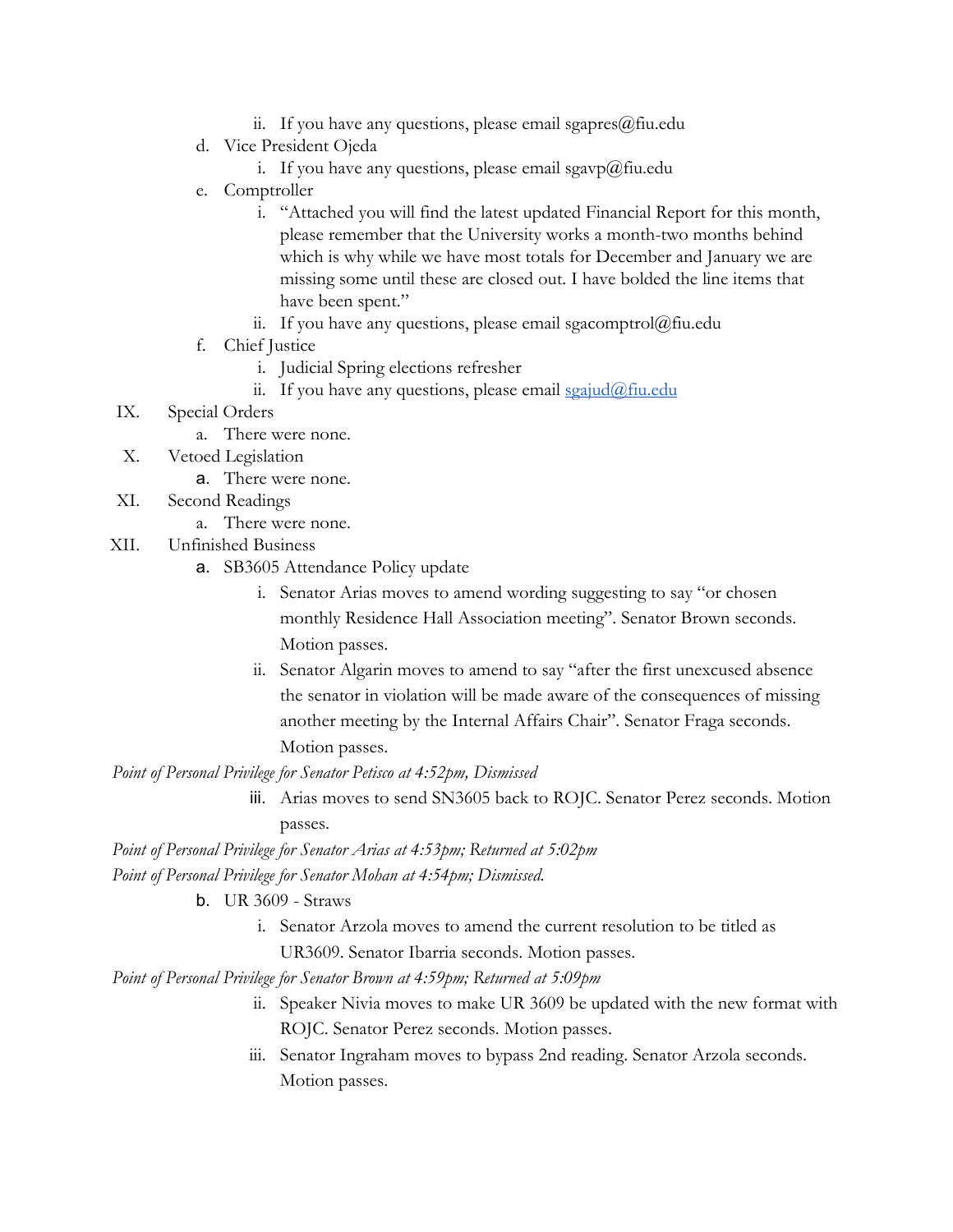ii. If you have any questions, please email sgapres@fiu.edu

   d. Vice President Ojeda

        i. If you have any questions, please email sgavp@fiu.edu

   e. Comptroller

        i. "Attached you will find the latest updated Financial Report for this month, please remember that the University works a month-two months behind which is why while we have most totals for December and January we are missing some until these are closed out. I have bolded the line items that have been spent."

        ii. If you have any questions, please email sgacomptrol@fiu.edu

   f. Chief Justice

        i. Judicial Spring elections refresher

        ii. If you have any questions, please email [sgajud@fiu.edu](mailto:sgajud@fiu.edu)

IX. Special Orders

   a. There were none.

X. Vetoed Legislation

   a. There were none.

XI. Second Readings

   a. There were none.

XII. Unfinished Business

   a. SB3605 Attendance Policy update

        i. Senator Arias moves to amend wording suggesting to say "or chosen monthly Residence Hall Association meeting". Senator Brown seconds. Motion passes.

        ii. Senator Algarin moves to amend to say "after the first unexcused absence the senator in violation will be made aware of the consequences of missing another meeting by the Internal Affairs Chair". Senator Fraga seconds. Motion passes.

*Point of Personal Privilege for Senator Petisco at 4:52pm, Dismissed*

        iii. Arias moves to send SN3605 back to ROJC. Senator Perez seconds. Motion passes.

*Point of Personal Privilege for Senator Arias at 4:53pm; Returned at 5:02pm*

*Point of Personal Privilege for Senator Mohan at 4:54pm; Dismissed.*

   b. UR 3609 - Straws

        i. Senator Arzola moves to amend the current resolution to be titled as UR3609. Senator Ibarria seconds. Motion passes.

*Point of Personal Privilege for Senator Brown at 4:59pm; Returned at 5:09pm*

        ii. Speaker Nivia moves to make UR 3609 be updated with the new format with ROJC. Senator Perez seconds. Motion passes.

        iii. Senator Ingraham moves to bypass 2nd reading. Senator Arzola seconds. Motion passes.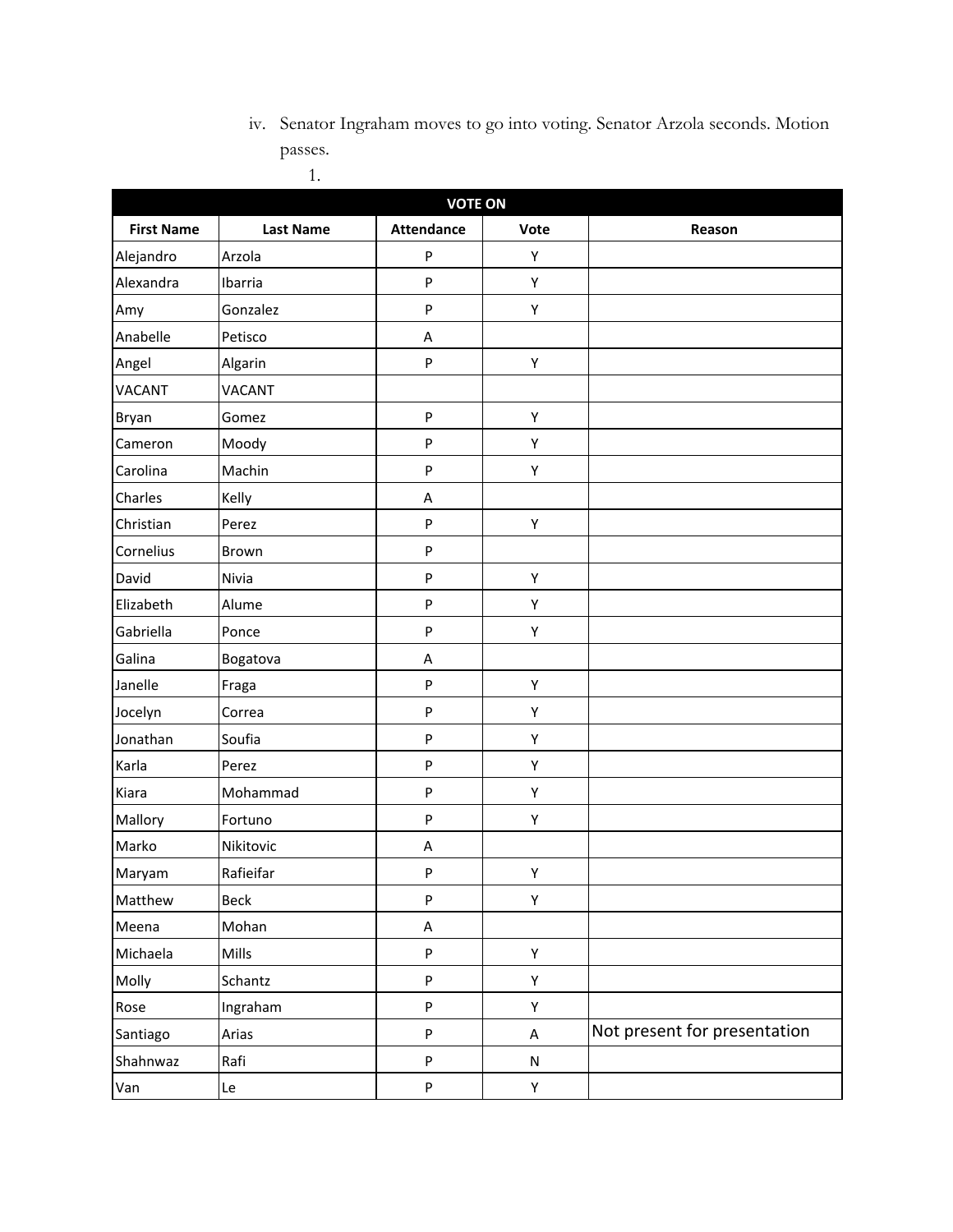iv. Senator Ingraham moves to go into voting. Senator Arzola seconds. Motion passes.

1.

| VOTE ON | | | | |
|---|---|---|---|---|
| **First Name** | **Last Name** | **Attendance** | **Vote** | **Reason** |
| Alejandro | Arzola | P | Y | |
| Alexandra | Ibarria | P | Y | |
| Amy | Gonzalez | P | Y | |
| Anabelle | Petisco | A | | |
| Angel | Algarin | P | Y | |
| VACANT | VACANT | | | |
| Bryan | Gomez | P | Y | |
| Cameron | Moody | P | Y | |
| Carolina | Machin | P | Y | |
| Charles | Kelly | A | | |
| Christian | Perez | P | Y | |
| Cornelius | Brown | P | | |
| David | Nivia | P | Y | |
| Elizabeth | Alume | P | Y | |
| Gabriella | Ponce | P | Y | |
| Galina | Bogatova | A | | |
| Janelle | Fraga | P | Y | |
| Jocelyn | Correa | P | Y | |
| Jonathan | Soufia | P | Y | |
| Karla | Perez | P | Y | |
| Kiara | Mohammad | P | Y | |
| Mallory | Fortuno | P | Y | |
| Marko | Nikitovic | A | | |
| Maryam | Rafieifar | P | Y | |
| Matthew | Beck | P | Y | |
| Meena | Mohan | A | | |
| Michaela | Mills | P | Y | |
| Molly | Schantz | P | Y | |
| Rose | Ingraham | P | Y | |
| Santiago | Arias | P | A | Not present for presentation |
| Shahnwaz | Rafi | P | N | |
| Van | Le | P | Y | |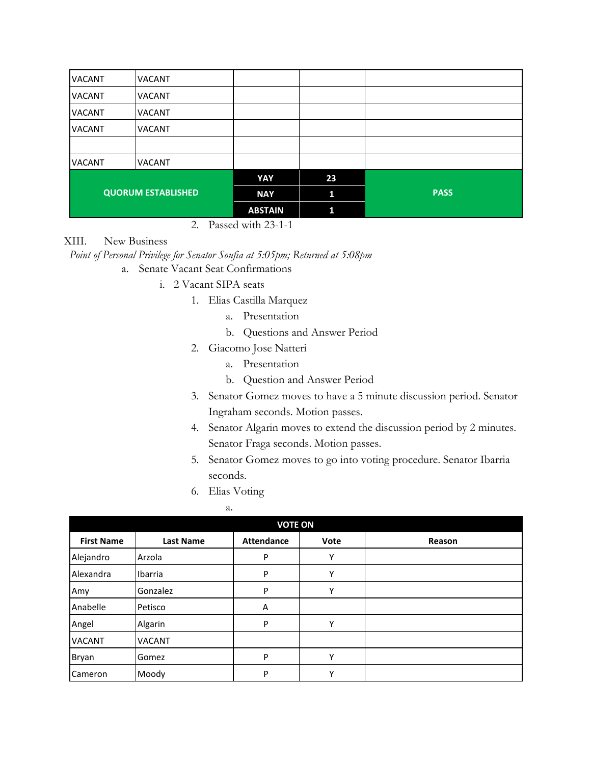| VACANT | VACANT | | | |
|---|---|---|---|---|
| VACANT | VACANT | | | |
| VACANT | VACANT | | | |
| VACANT | VACANT | | | |
| | | | | |
| VACANT | VACANT | | | |
| **QUORUM ESTABLISHED** | | **YAY** | **23** | **PASS** |
| | | **NAY** | **1** | |
| | | **ABSTAIN** | **1** | |

2. Passed with 23-1-1

XIII. New Business

*Point of Personal Privilege for Senator Soufia at 5:05pm; Returned at 5:08pm*

a. Senate Vacant Seat Confirmations
   i. 2 Vacant SIPA seats
      1. Elias Castilla Marquez
         a. Presentation
         b. Questions and Answer Period
      2. Giacomo Jose Natteri
         a. Presentation
         b. Question and Answer Period
      3. Senator Gomez moves to have a 5 minute discussion period. Senator Ingraham seconds. Motion passes.
      4. Senator Algarin moves to extend the discussion period by 2 minutes. Senator Fraga seconds. Motion passes.
      5. Senator Gomez moves to go into voting procedure. Senator Ibarria seconds.
      6. Elias Voting
         a.

| **VOTE ON** | | | | |
|---|---|---|---|---|
| **First Name** | **Last Name** | **Attendance** | **Vote** | **Reason** |
| Alejandro | Arzola | P | Y | |
| Alexandra | Ibarria | P | Y | |
| Amy | Gonzalez | P | Y | |
| Anabelle | Petisco | A | | |
| Angel | Algarin | P | Y | |
| VACANT | VACANT | | | |
| Bryan | Gomez | P | Y | |
| Cameron | Moody | P | Y | |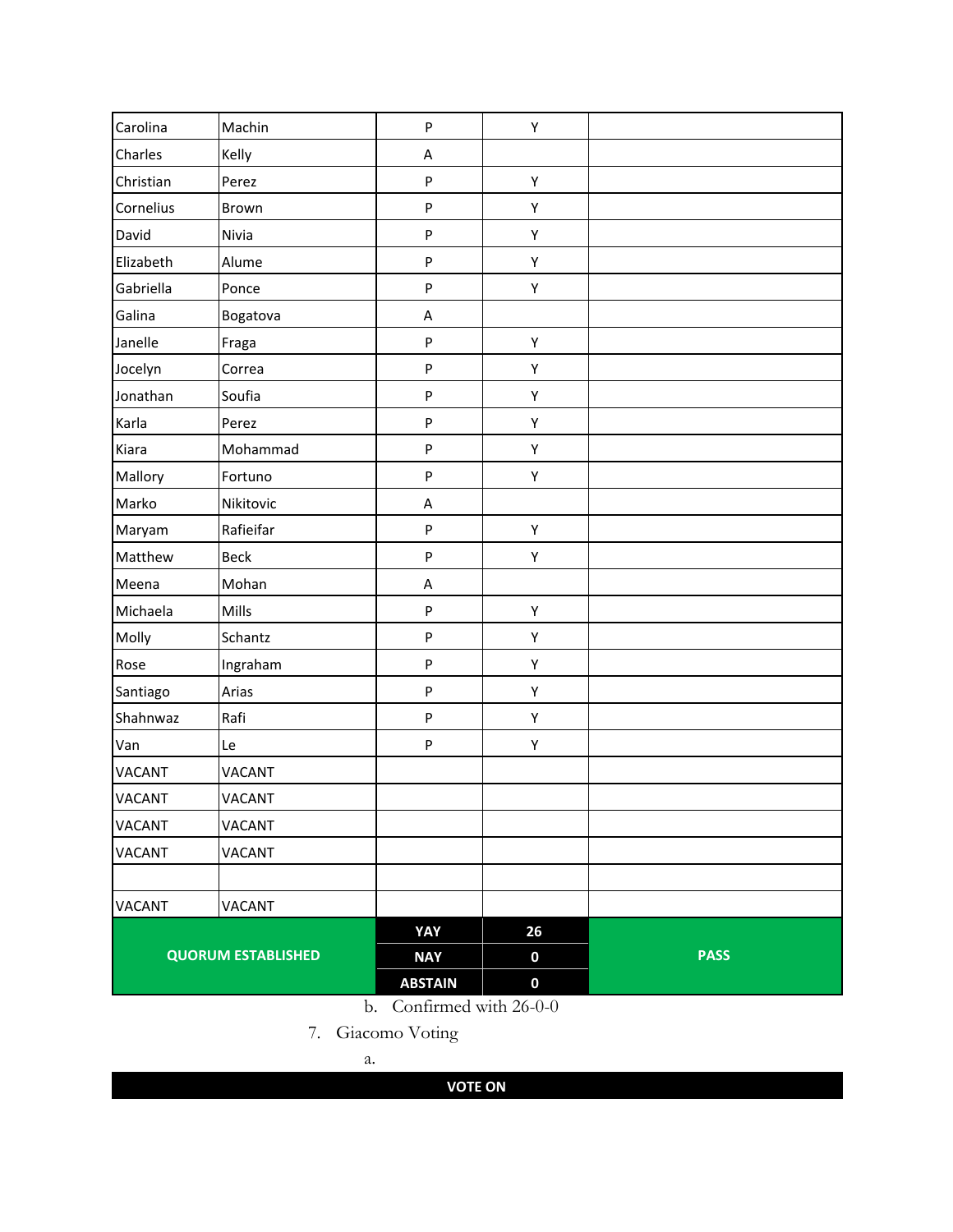| Carolina | Machin | P | Y | |
|---|---|---|---|---|
| Charles | Kelly | A | | |
| Christian | Perez | P | Y | |
| Cornelius | Brown | P | Y | |
| David | Nivia | P | Y | |
| Elizabeth | Alume | P | Y | |
| Gabriella | Ponce | P | Y | |
| Galina | Bogatova | A | | |
| Janelle | Fraga | P | Y | |
| Jocelyn | Correa | P | Y | |
| Jonathan | Soufia | P | Y | |
| Karla | Perez | P | Y | |
| Kiara | Mohammad | P | Y | |
| Mallory | Fortuno | P | Y | |
| Marko | Nikitovic | A | | |
| Maryam | Rafieifar | P | Y | |
| Matthew | Beck | P | Y | |
| Meena | Mohan | A | | |
| Michaela | Mills | P | Y | |
| Molly | Schantz | P | Y | |
| Rose | Ingraham | P | Y | |
| Santiago | Arias | P | Y | |
| Shahnwaz | Rafi | P | Y | |
| Van | Le | P | Y | |
| VACANT | VACANT | | | |
| VACANT | VACANT | | | |
| VACANT | VACANT | | | |
| VACANT | VACANT | | | |
| | | | | |
| VACANT | VACANT | | | |
| **QUORUM ESTABLISHED** | | **YAY** | **26** | **PASS** |
| | | **NAY** | **0** | |
| | | **ABSTAIN** | **0** | |

b. Confirmed with 26-0-0

7. Giacomo Voting

a.

**VOTE ON**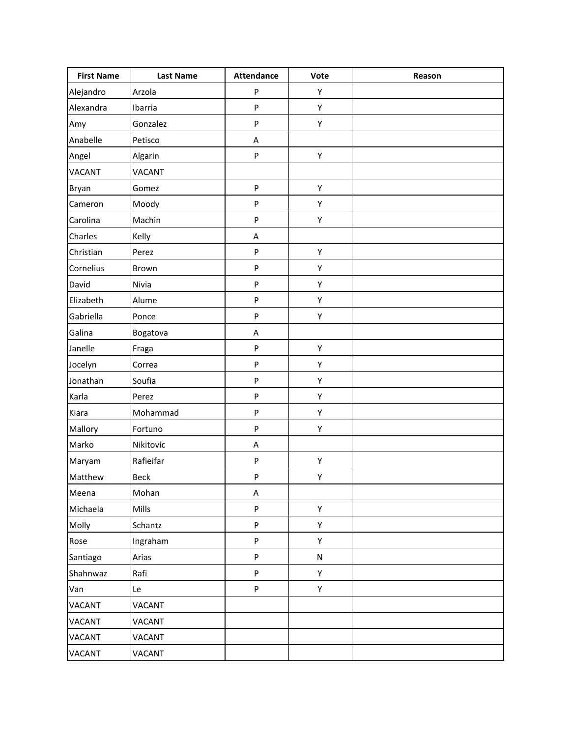| First Name | Last Name | Attendance | Vote | Reason |
|---|---|---|---|---|
| Alejandro | Arzola | P | Y | |
| Alexandra | Ibarria | P | Y | |
| Amy | Gonzalez | P | Y | |
| Anabelle | Petisco | A | | |
| Angel | Algarin | P | Y | |
| VACANT | VACANT | | | |
| Bryan | Gomez | P | Y | |
| Cameron | Moody | P | Y | |
| Carolina | Machin | P | Y | |
| Charles | Kelly | A | | |
| Christian | Perez | P | Y | |
| Cornelius | Brown | P | Y | |
| David | Nivia | P | Y | |
| Elizabeth | Alume | P | Y | |
| Gabriella | Ponce | P | Y | |
| Galina | Bogatova | A | | |
| Janelle | Fraga | P | Y | |
| Jocelyn | Correa | P | Y | |
| Jonathan | Soufia | P | Y | |
| Karla | Perez | P | Y | |
| Kiara | Mohammad | P | Y | |
| Mallory | Fortuno | P | Y | |
| Marko | Nikitovic | A | | |
| Maryam | Rafieifar | P | Y | |
| Matthew | Beck | P | Y | |
| Meena | Mohan | A | | |
| Michaela | Mills | P | Y | |
| Molly | Schantz | P | Y | |
| Rose | Ingraham | P | Y | |
| Santiago | Arias | P | N | |
| Shahnwaz | Rafi | P | Y | |
| Van | Le | P | Y | |
| VACANT | VACANT | | | |
| VACANT | VACANT | | | |
| VACANT | VACANT | | | |
| VACANT | VACANT | | | |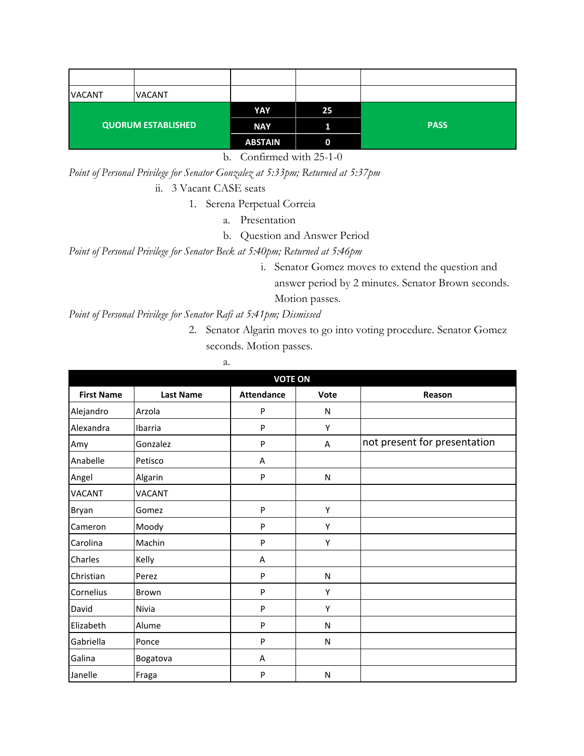| | | | | |
|---|---|---|---|---|
| | | | | |
| VACANT | VACANT | | | |
| **QUORUM ESTABLISHED** | | **YAY** | **25** | **PASS** |
| | | **NAY** | **1** | |
| | | **ABSTAIN** | **0** | |

b. Confirmed with 25-1-0

*Point of Personal Privilege for Senator Gonzalez at 5:33pm; Returned at 5:37pm*

ii. 3 Vacant CASE seats

1. Serena Perpetual Correia
    a. Presentation
    b. Question and Answer Period

*Point of Personal Privilege for Senator Beck at 5:40pm; Returned at 5:46pm*

i. Senator Gomez moves to extend the question and answer period by 2 minutes. Senator Brown seconds. Motion passes.

*Point of Personal Privilege for Senator Rafi at 5:41pm; Dismissed*

2. Senator Algarin moves to go into voting procedure. Senator Gomez seconds. Motion passes.
    a.

| **VOTE ON** | | | | |
|---|---|---|---|---|
| **First Name** | **Last Name** | **Attendance** | **Vote** | **Reason** |
| Alejandro | Arzola | P | N | |
| Alexandra | Ibarria | P | Y | |
| Amy | Gonzalez | P | A | not present for presentation |
| Anabelle | Petisco | A | | |
| Angel | Algarin | P | N | |
| VACANT | VACANT | | | |
| Bryan | Gomez | P | Y | |
| Cameron | Moody | P | Y | |
| Carolina | Machin | P | Y | |
| Charles | Kelly | A | | |
| Christian | Perez | P | N | |
| Cornelius | Brown | P | Y | |
| David | Nivia | P | Y | |
| Elizabeth | Alume | P | N | |
| Gabriella | Ponce | P | N | |
| Galina | Bogatova | A | | |
| Janelle | Fraga | P | N | |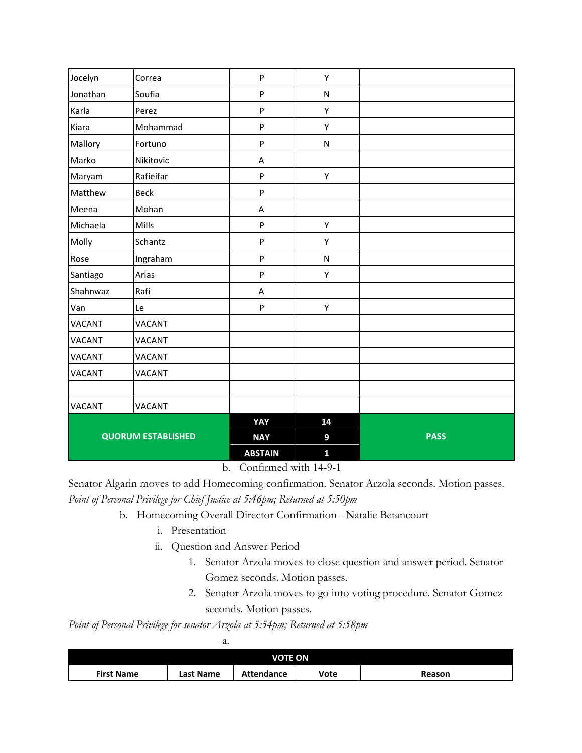| | | | | |
|---|---|---|---|---|
| Jocelyn | Correa | P | Y | |
| Jonathan | Soufia | P | N | |
| Karla | Perez | P | Y | |
| Kiara | Mohammad | P | Y | |
| Mallory | Fortuno | P | N | |
| Marko | Nikitovic | A | | |
| Maryam | Rafieifar | P | Y | |
| Matthew | Beck | P | | |
| Meena | Mohan | A | | |
| Michaela | Mills | P | Y | |
| Molly | Schantz | P | Y | |
| Rose | Ingraham | P | N | |
| Santiago | Arias | P | Y | |
| Shahnwaz | Rafi | A | | |
| Van | Le | P | Y | |
| VACANT | VACANT | | | |
| VACANT | VACANT | | | |
| VACANT | VACANT | | | |
| VACANT | VACANT | | | |
| | | | | |
| VACANT | VACANT | | | |
| **QUORUM ESTABLISHED** | | **YAY** | **14** | **PASS** |
| | | **NAY** | **9** | |
| | | **ABSTAIN** | **1** | |

b. Confirmed with 14-9-1

Senator Algarin moves to add Homecoming confirmation. Senator Arzola seconds. Motion passes.

*Point of Personal Privilege for Chief Justice at 5:46pm; Returned at 5:50pm*

b. Homecoming Overall Director Confirmation - Natalie Betancourt
   i. Presentation
   ii. Question and Answer Period
      1. Senator Arzola moves to close question and answer period. Senator Gomez seconds. Motion passes.
      2. Senator Arzola moves to go into voting procedure. Senator Gomez seconds. Motion passes.

*Point of Personal Privilege for senator Arzola at 5:54pm; Returned at 5:58pm*

a.

| VOTE ON | | | | |
|---|---|---|---|---|
| **First Name** | **Last Name** | **Attendance** | **Vote** | **Reason** |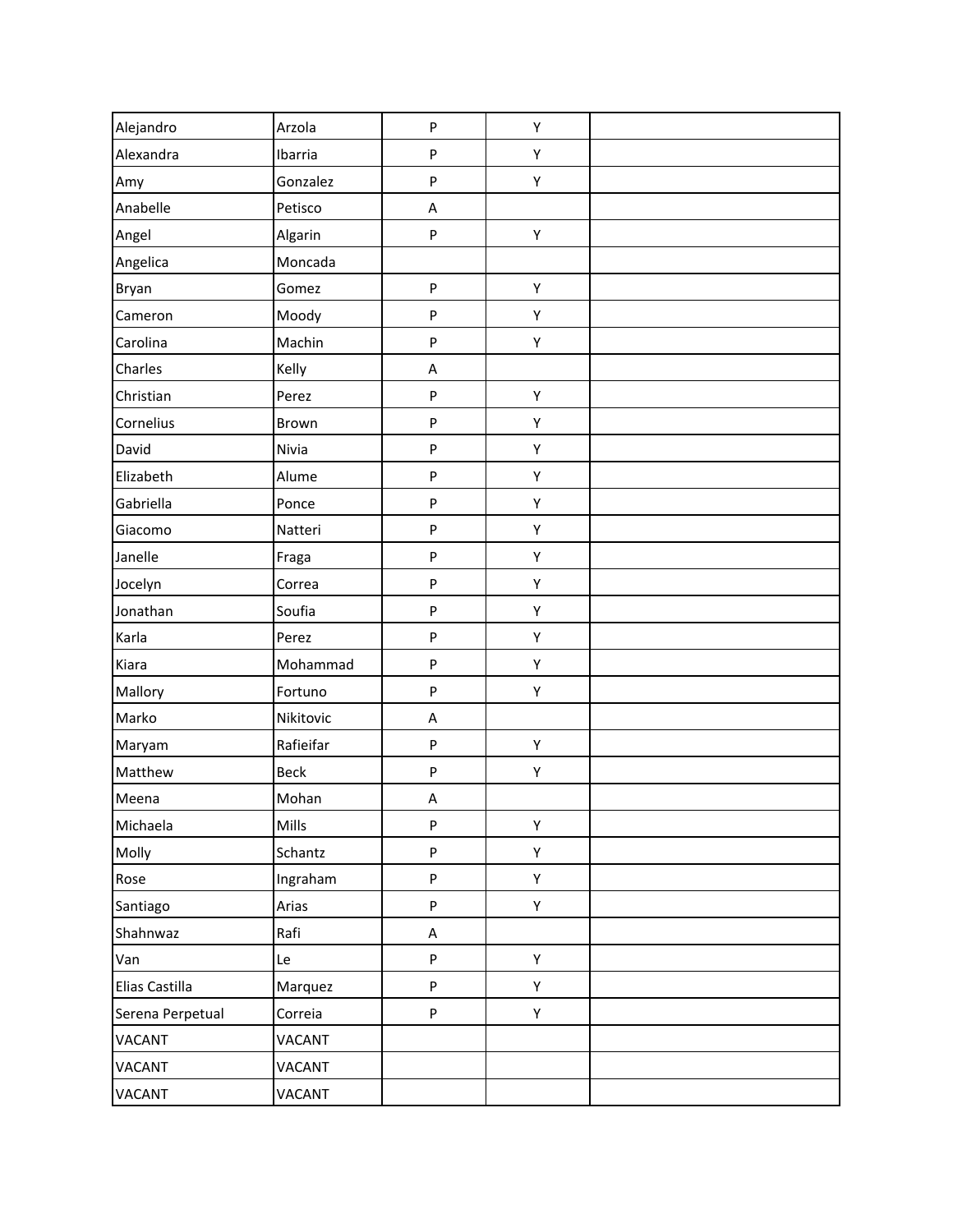| | | | | |
|---|---|---|---|---|
| Alejandro | Arzola | P | Y | |
| Alexandra | Ibarria | P | Y | |
| Amy | Gonzalez | P | Y | |
| Anabelle | Petisco | A | | |
| Angel | Algarin | P | Y | |
| Angelica | Moncada | | | |
| Bryan | Gomez | P | Y | |
| Cameron | Moody | P | Y | |
| Carolina | Machin | P | Y | |
| Charles | Kelly | A | | |
| Christian | Perez | P | Y | |
| Cornelius | Brown | P | Y | |
| David | Nivia | P | Y | |
| Elizabeth | Alume | P | Y | |
| Gabriella | Ponce | P | Y | |
| Giacomo | Natteri | P | Y | |
| Janelle | Fraga | P | Y | |
| Jocelyn | Correa | P | Y | |
| Jonathan | Soufia | P | Y | |
| Karla | Perez | P | Y | |
| Kiara | Mohammad | P | Y | |
| Mallory | Fortuno | P | Y | |
| Marko | Nikitovic | A | | |
| Maryam | Rafieifar | P | Y | |
| Matthew | Beck | P | Y | |
| Meena | Mohan | A | | |
| Michaela | Mills | P | Y | |
| Molly | Schantz | P | Y | |
| Rose | Ingraham | P | Y | |
| Santiago | Arias | P | Y | |
| Shahnwaz | Rafi | A | | |
| Van | Le | P | Y | |
| Elias Castilla | Marquez | P | Y | |
| Serena Perpetual | Correia | P | Y | |
| VACANT | VACANT | | | |
| VACANT | VACANT | | | |
| VACANT | VACANT | | | |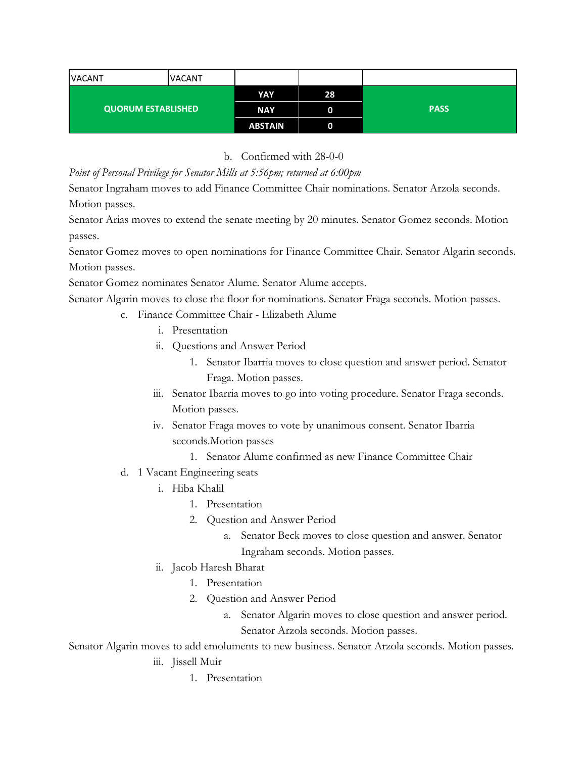| VACANT | VACANT | | | |
|---|---|---|---|---|
| **QUORUM ESTABLISHED** | | **YAY** | **28** | **PASS** |
| | | **NAY** | **0** | |
| | | **ABSTAIN** | **0** | |

b. Confirmed with 28-0-0

*Point of Personal Privilege for Senator Mills at 5:56pm; returned at 6:00pm*

Senator Ingraham moves to add Finance Committee Chair nominations. Senator Arzola seconds. Motion passes.

Senator Arias moves to extend the senate meeting by 20 minutes. Senator Gomez seconds. Motion passes.

Senator Gomez moves to open nominations for Finance Committee Chair. Senator Algarin seconds. Motion passes.

Senator Gomez nominates Senator Alume. Senator Alume accepts.

Senator Algarin moves to close the floor for nominations. Senator Fraga seconds. Motion passes.

c. Finance Committee Chair - Elizabeth Alume
   i. Presentation
   ii. Questions and Answer Period
      1. Senator Ibarria moves to close question and answer period. Senator Fraga. Motion passes.
   iii. Senator Ibarria moves to go into voting procedure. Senator Fraga seconds. Motion passes.
   iv. Senator Fraga moves to vote by unanimous consent. Senator Ibarria seconds.Motion passes
      1. Senator Alume confirmed as new Finance Committee Chair

d. 1 Vacant Engineering seats
   i. Hiba Khalil
      1. Presentation
      2. Question and Answer Period
         a. Senator Beck moves to close question and answer. Senator Ingraham seconds. Motion passes.
   ii. Jacob Haresh Bharat
      1. Presentation
      2. Question and Answer Period
         a. Senator Algarin moves to close question and answer period. Senator Arzola seconds. Motion passes.

Senator Algarin moves to add emoluments to new business. Senator Arzola seconds. Motion passes.

   iii. Jissell Muir
      1. Presentation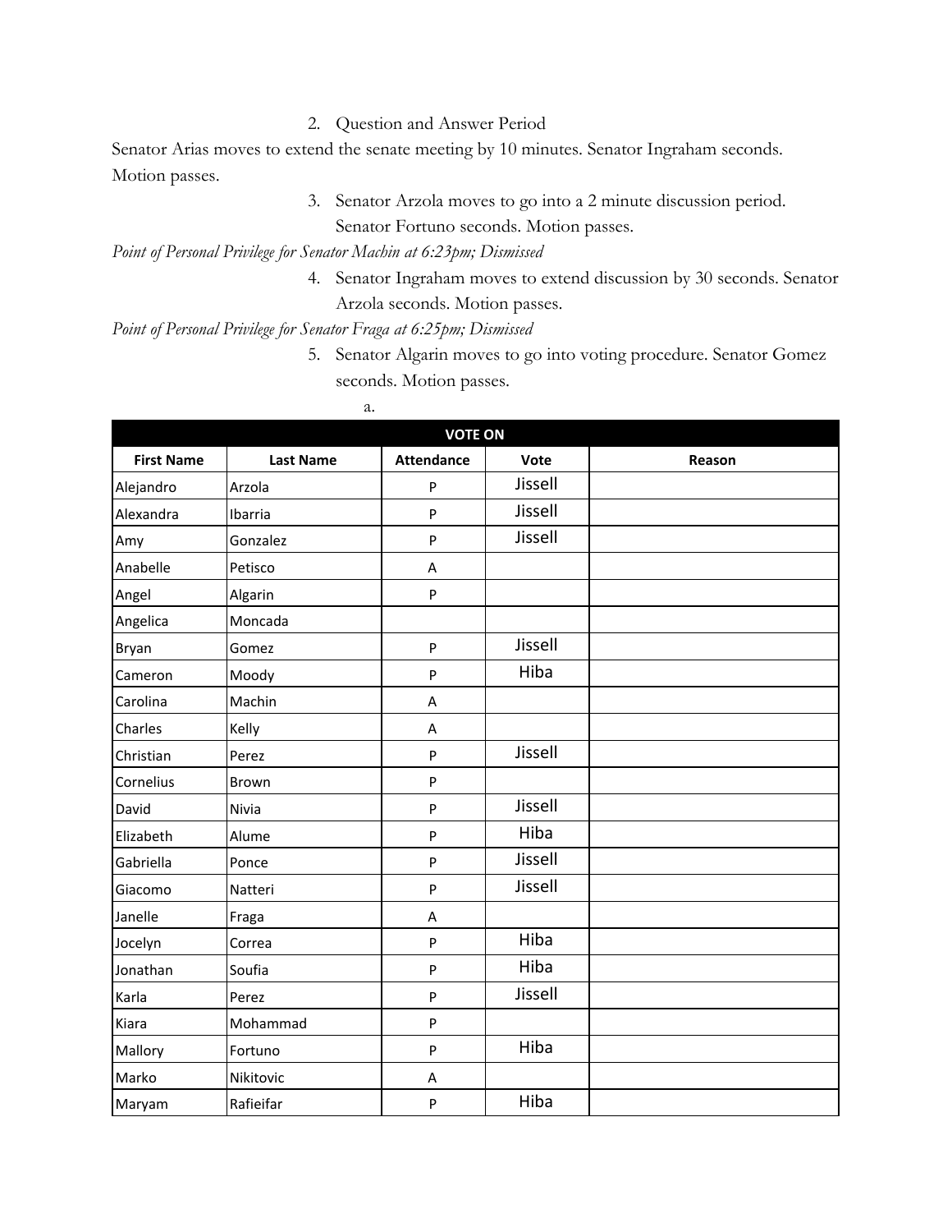2. Question and Answer Period

Senator Arias moves to extend the senate meeting by 10 minutes. Senator Ingraham seconds. Motion passes.

3. Senator Arzola moves to go into a 2 minute discussion period. Senator Fortuno seconds. Motion passes.

*Point of Personal Privilege for Senator Machin at 6:23pm; Dismissed*

4. Senator Ingraham moves to extend discussion by 30 seconds. Senator Arzola seconds. Motion passes.

*Point of Personal Privilege for Senator Fraga at 6:25pm; Dismissed*

5. Senator Algarin moves to go into voting procedure. Senator Gomez seconds. Motion passes.

   a.

| VOTE ON | | | | |
|---|---|---|---|---|
| **First Name** | **Last Name** | **Attendance** | **Vote** | **Reason** |
| Alejandro | Arzola | P | Jissell | |
| Alexandra | Ibarria | P | Jissell | |
| Amy | Gonzalez | P | Jissell | |
| Anabelle | Petisco | A | | |
| Angel | Algarin | P | | |
| Angelica | Moncada | | | |
| Bryan | Gomez | P | Jissell | |
| Cameron | Moody | P | Hiba | |
| Carolina | Machin | A | | |
| Charles | Kelly | A | | |
| Christian | Perez | P | Jissell | |
| Cornelius | Brown | P | | |
| David | Nivia | P | Jissell | |
| Elizabeth | Alume | P | Hiba | |
| Gabriella | Ponce | P | Jissell | |
| Giacomo | Natteri | P | Jissell | |
| Janelle | Fraga | A | | |
| Jocelyn | Correa | P | Hiba | |
| Jonathan | Soufia | P | Hiba | |
| Karla | Perez | P | Jissell | |
| Kiara | Mohammad | P | | |
| Mallory | Fortuno | P | Hiba | |
| Marko | Nikitovic | A | | |
| Maryam | Rafieifar | P | Hiba | |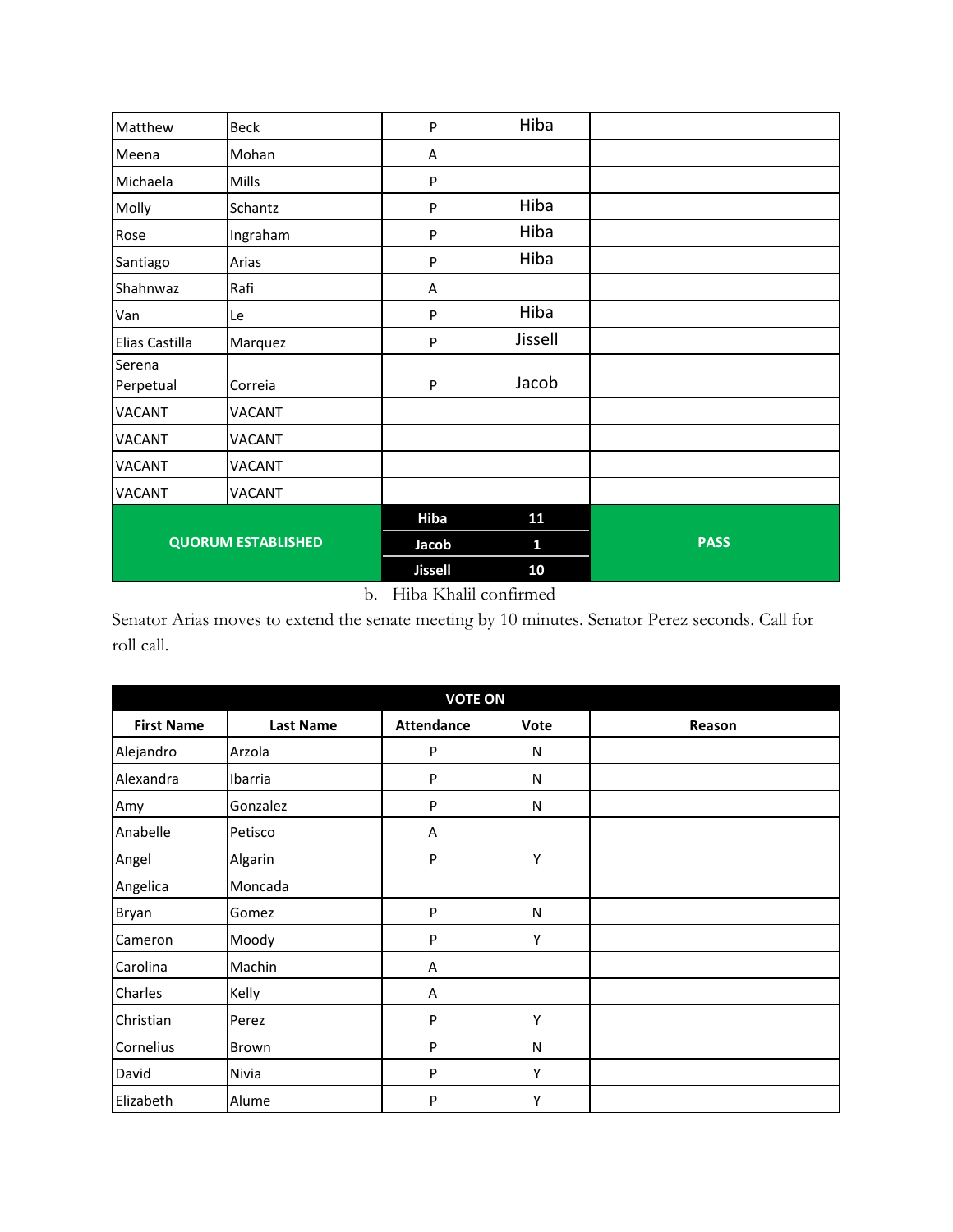| | | | | |
|---|---|---|---|---|
| Matthew | Beck | P | Hiba | |
| Meena | Mohan | A | | |
| Michaela | Mills | P | | |
| Molly | Schantz | P | Hiba | |
| Rose | Ingraham | P | Hiba | |
| Santiago | Arias | P | Hiba | |
| Shahnwaz | Rafi | A | | |
| Van | Le | P | Hiba | |
| Elias Castilla | Marquez | P | Jissell | |
| Serena Perpetual | Correia | P | Jacob | |
| VACANT | VACANT | | | |
| VACANT | VACANT | | | |
| VACANT | VACANT | | | |
| VACANT | VACANT | | | |
| **QUORUM ESTABLISHED** | | **Hiba** | **11** | **PASS** |
| | | **Jacob** | **1** | |
| | | **Jissell** | **10** | |

b. Hiba Khalil confirmed

Senator Arias moves to extend the senate meeting by 10 minutes. Senator Perez seconds. Call for roll call.

| **VOTE ON** | | | | |
|---|---|---|---|---|
| **First Name** | **Last Name** | **Attendance** | **Vote** | **Reason** |
| Alejandro | Arzola | P | N | |
| Alexandra | Ibarria | P | N | |
| Amy | Gonzalez | P | N | |
| Anabelle | Petisco | A | | |
| Angel | Algarin | P | Y | |
| Angelica | Moncada | | | |
| Bryan | Gomez | P | N | |
| Cameron | Moody | P | Y | |
| Carolina | Machin | A | | |
| Charles | Kelly | A | | |
| Christian | Perez | P | Y | |
| Cornelius | Brown | P | N | |
| David | Nivia | P | Y | |
| Elizabeth | Alume | P | Y | |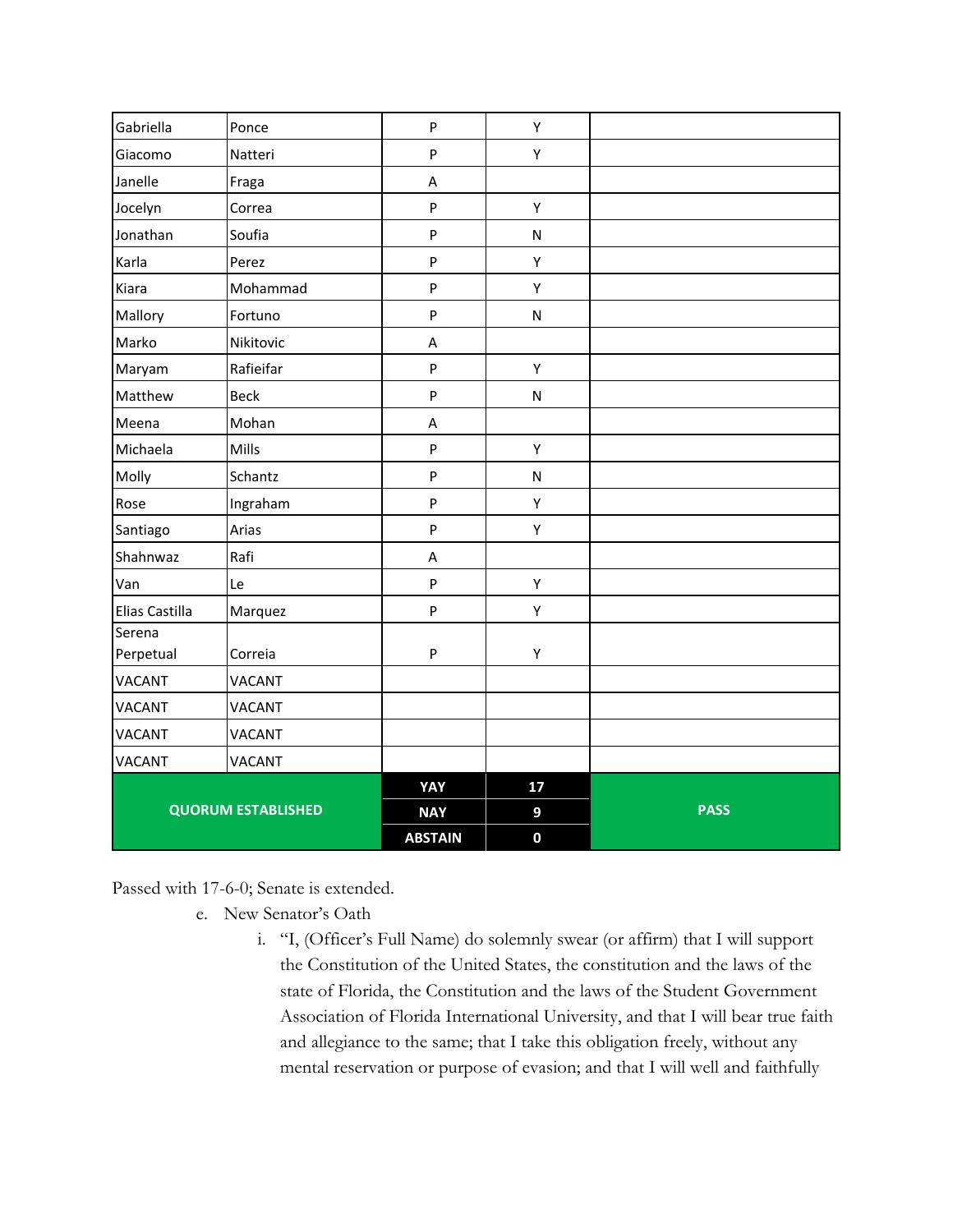| | | | | |
|---|---|---|---|---|
| Gabriella | Ponce | P | Y | |
| Giacomo | Natteri | P | Y | |
| Janelle | Fraga | A | | |
| Jocelyn | Correa | P | Y | |
| Jonathan | Soufia | P | N | |
| Karla | Perez | P | Y | |
| Kiara | Mohammad | P | Y | |
| Mallory | Fortuno | P | N | |
| Marko | Nikitovic | A | | |
| Maryam | Rafieifar | P | Y | |
| Matthew | Beck | P | N | |
| Meena | Mohan | A | | |
| Michaela | Mills | P | Y | |
| Molly | Schantz | P | N | |
| Rose | Ingraham | P | Y | |
| Santiago | Arias | P | Y | |
| Shahnwaz | Rafi | A | | |
| Van | Le | P | Y | |
| Elias Castilla | Marquez | P | Y | |
| Serena Perpetual | Correia | P | Y | |
| VACANT | VACANT | | | |
| VACANT | VACANT | | | |
| VACANT | VACANT | | | |
| VACANT | VACANT | | | |
| **QUORUM ESTABLISHED** | | **YAY** | **17** | **PASS** |
| | | **NAY** | **9** | |
| | | **ABSTAIN** | **0** | |

Passed with 17-6-0; Senate is extended.

e. New Senator's Oath

i. "I, (Officer's Full Name) do solemnly swear (or affirm) that I will support the Constitution of the United States, the constitution and the laws of the state of Florida, the Constitution and the laws of the Student Government Association of Florida International University, and that I will bear true faith and allegiance to the same; that I take this obligation freely, without any mental reservation or purpose of evasion; and that I will well and faithfully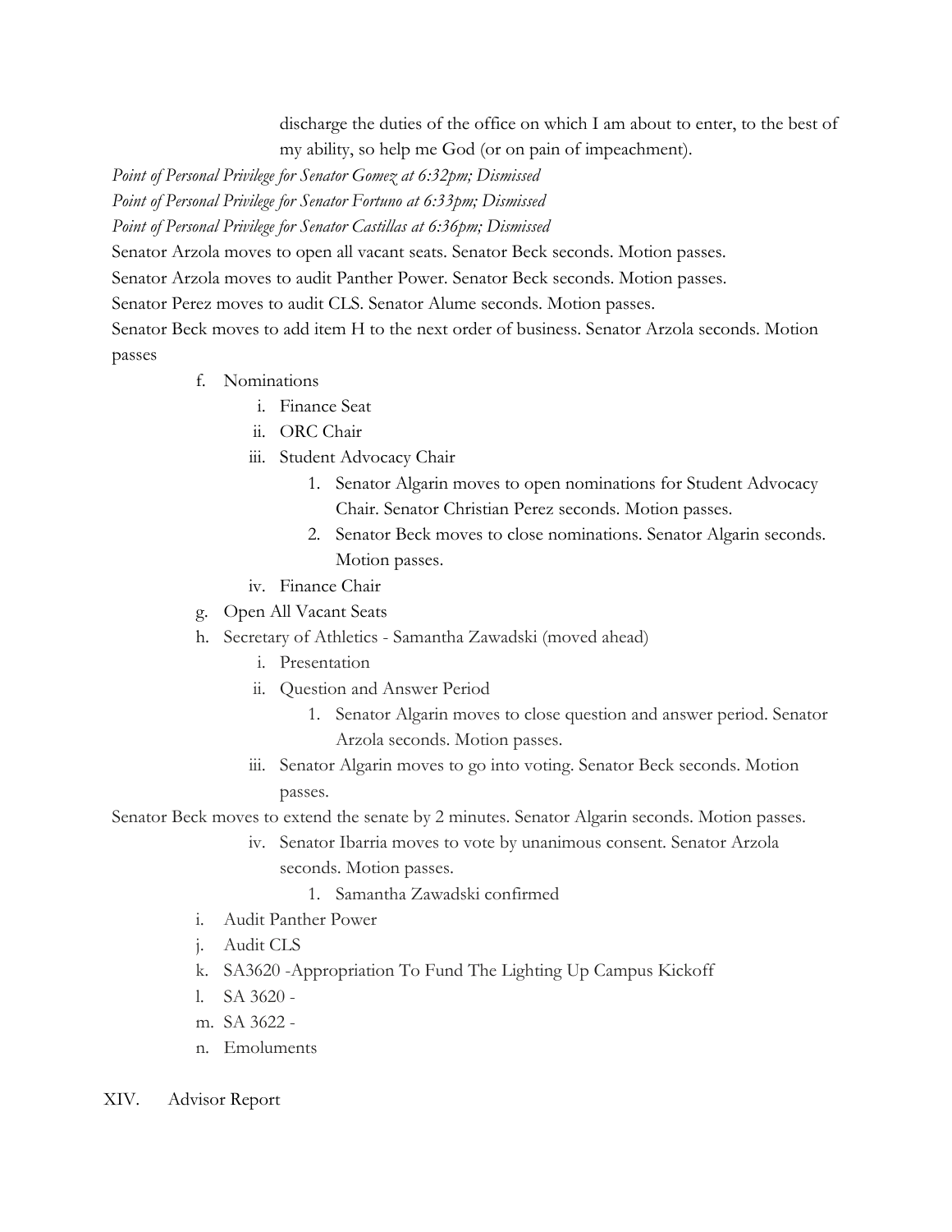discharge the duties of the office on which I am about to enter, to the best of my ability, so help me God (or on pain of impeachment).

*Point of Personal Privilege for Senator Gomez at 6:32pm; Dismissed*

*Point of Personal Privilege for Senator Fortuno at 6:33pm; Dismissed*

*Point of Personal Privilege for Senator Castillas at 6:36pm; Dismissed*

Senator Arzola moves to open all vacant seats. Senator Beck seconds. Motion passes.

Senator Arzola moves to audit Panther Power. Senator Beck seconds. Motion passes.

Senator Perez moves to audit CLS. Senator Alume seconds. Motion passes.

Senator Beck moves to add item H to the next order of business. Senator Arzola seconds. Motion passes

- f. Nominations
    - i. Finance Seat
    - ii. ORC Chair
    - iii. Student Advocacy Chair
        1. Senator Algarin moves to open nominations for Student Advocacy Chair. Senator Christian Perez seconds. Motion passes.
        2. Senator Beck moves to close nominations. Senator Algarin seconds. Motion passes.
    - iv. Finance Chair
- g. Open All Vacant Seats
- h. Secretary of Athletics - Samantha Zawadski (moved ahead)
    - i. Presentation
    - ii. Question and Answer Period
        1. Senator Algarin moves to close question and answer period. Senator Arzola seconds. Motion passes.
    - iii. Senator Algarin moves to go into voting. Senator Beck seconds. Motion passes.

Senator Beck moves to extend the senate by 2 minutes. Senator Algarin seconds. Motion passes.

- 
    - iv. Senator Ibarria moves to vote by unanimous consent. Senator Arzola seconds. Motion passes.
        1. Samantha Zawadski confirmed
- i. Audit Panther Power
- j. Audit CLS
- k. SA3620 -Appropriation To Fund The Lighting Up Campus Kickoff
- l. SA 3620 -
- m. SA 3622 -
- n. Emoluments

XIV. Advisor Report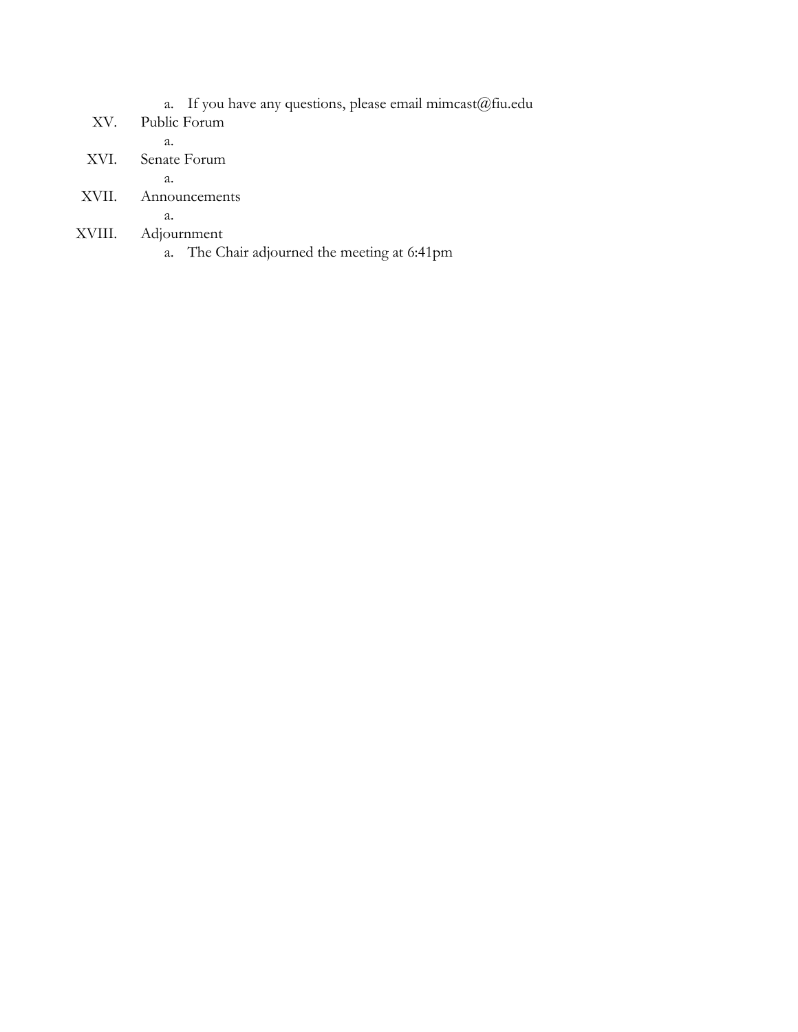a. If you have any questions, please email mimcast@fiu.edu

XV. Public Forum

a.

XVI. Senate Forum

a.

XVII. Announcements

a.

XVIII. Adjournment

a. The Chair adjourned the meeting at 6:41pm